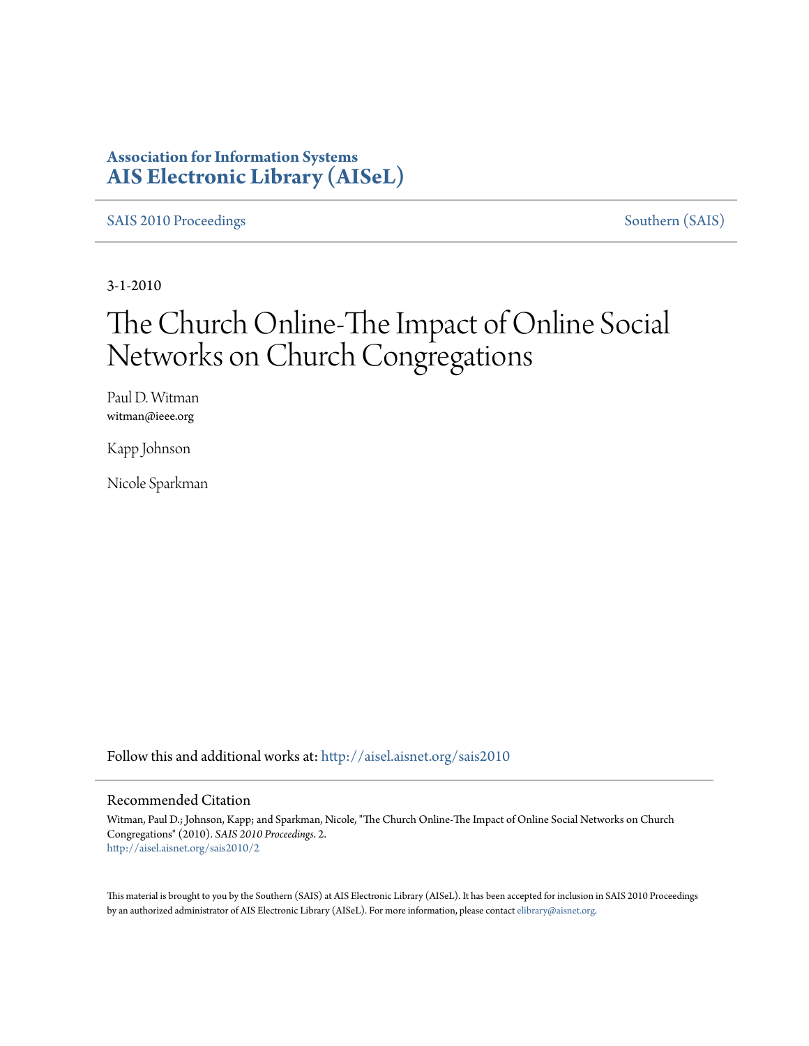**Association for Information Systems**
**AIS Electronic Library (AISeL)**

SAIS 2010 Proceedings — Southern (SAIS)

3-1-2010

# The Church Online-The Impact of Online Social Networks on Church Congregations

Paul D. Witman
witman@ieee.org

Kapp Johnson

Nicole Sparkman

Follow this and additional works at: http://aisel.aisnet.org/sais2010

## Recommended Citation

Witman, Paul D.; Johnson, Kapp; and Sparkman, Nicole, "The Church Online-The Impact of Online Social Networks on Church Congregations" (2010). *SAIS 2010 Proceedings*. 2.
http://aisel.aisnet.org/sais2010/2

This material is brought to you by the Southern (SAIS) at AIS Electronic Library (AISeL). It has been accepted for inclusion in SAIS 2010 Proceedings by an authorized administrator of AIS Electronic Library (AISeL). For more information, please contact elibrary@aisnet.org.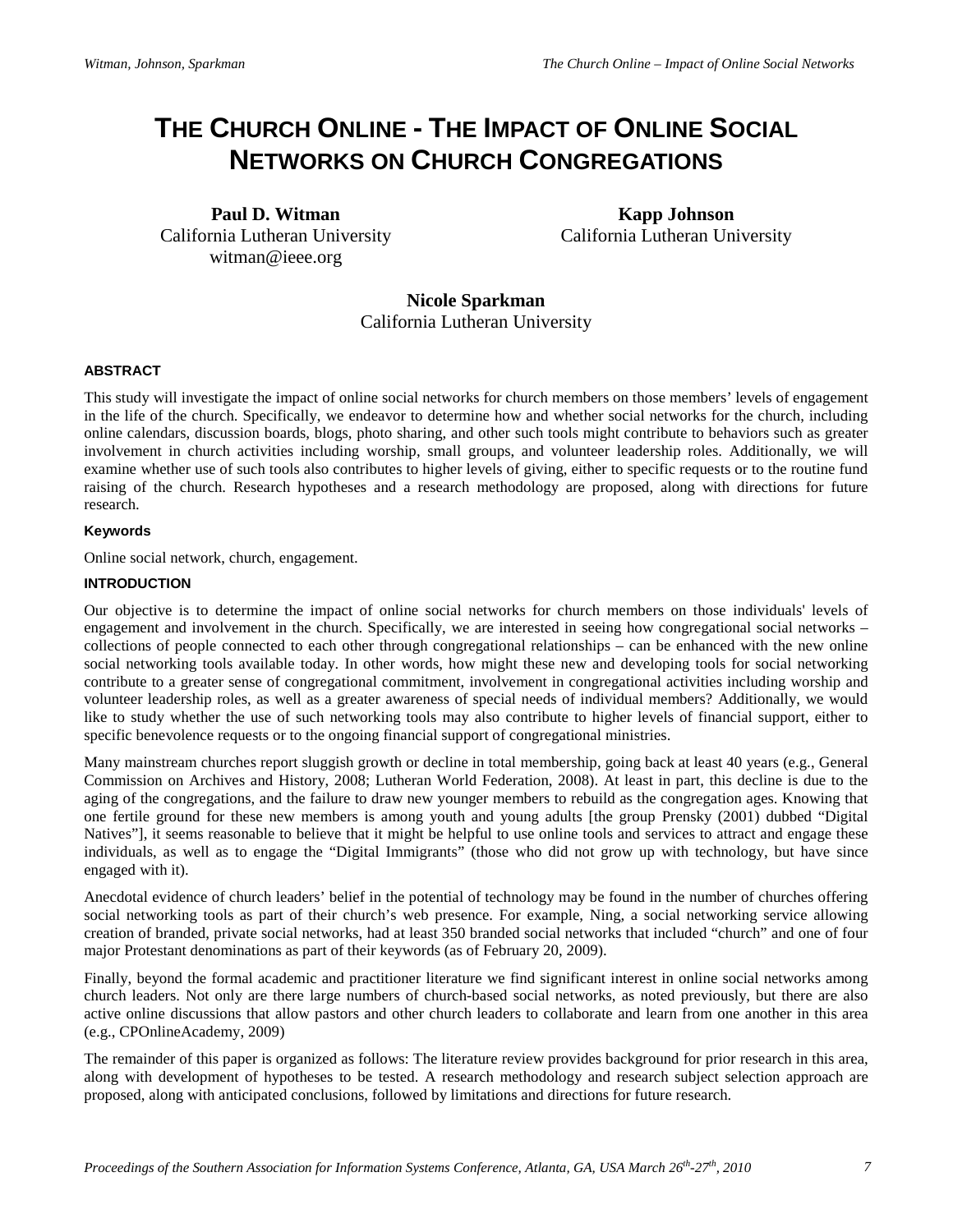# THE CHURCH ONLINE - THE IMPACT OF ONLINE SOCIAL NETWORKS ON CHURCH CONGREGATIONS

**Paul D. Witman**
California Lutheran University
witman@ieee.org

**Kapp Johnson**
California Lutheran University

**Nicole Sparkman**
California Lutheran University

#### ABSTRACT

This study will investigate the impact of online social networks for church members on those members' levels of engagement in the life of the church. Specifically, we endeavor to determine how and whether social networks for the church, including online calendars, discussion boards, blogs, photo sharing, and other such tools might contribute to behaviors such as greater involvement in church activities including worship, small groups, and volunteer leadership roles. Additionally, we will examine whether use of such tools also contributes to higher levels of giving, either to specific requests or to the routine fund raising of the church. Research hypotheses and a research methodology are proposed, along with directions for future research.

#### Keywords

Online social network, church, engagement.

#### INTRODUCTION

Our objective is to determine the impact of online social networks for church members on those individuals' levels of engagement and involvement in the church. Specifically, we are interested in seeing how congregational social networks – collections of people connected to each other through congregational relationships – can be enhanced with the new online social networking tools available today. In other words, how might these new and developing tools for social networking contribute to a greater sense of congregational commitment, involvement in congregational activities including worship and volunteer leadership roles, as well as a greater awareness of special needs of individual members? Additionally, we would like to study whether the use of such networking tools may also contribute to higher levels of financial support, either to specific benevolence requests or to the ongoing financial support of congregational ministries.

Many mainstream churches report sluggish growth or decline in total membership, going back at least 40 years (e.g., General Commission on Archives and History, 2008; Lutheran World Federation, 2008). At least in part, this decline is due to the aging of the congregations, and the failure to draw new younger members to rebuild as the congregation ages. Knowing that one fertile ground for these new members is among youth and young adults [the group Prensky (2001) dubbed "Digital Natives"], it seems reasonable to believe that it might be helpful to use online tools and services to attract and engage these individuals, as well as to engage the "Digital Immigrants" (those who did not grow up with technology, but have since engaged with it).

Anecdotal evidence of church leaders' belief in the potential of technology may be found in the number of churches offering social networking tools as part of their church's web presence. For example, Ning, a social networking service allowing creation of branded, private social networks, had at least 350 branded social networks that included "church" and one of four major Protestant denominations as part of their keywords (as of February 20, 2009).

Finally, beyond the formal academic and practitioner literature we find significant interest in online social networks among church leaders. Not only are there large numbers of church-based social networks, as noted previously, but there are also active online discussions that allow pastors and other church leaders to collaborate and learn from one another in this area (e.g., CPOnlineAcademy, 2009)

The remainder of this paper is organized as follows: The literature review provides background for prior research in this area, along with development of hypotheses to be tested. A research methodology and research subject selection approach are proposed, along with anticipated conclusions, followed by limitations and directions for future research.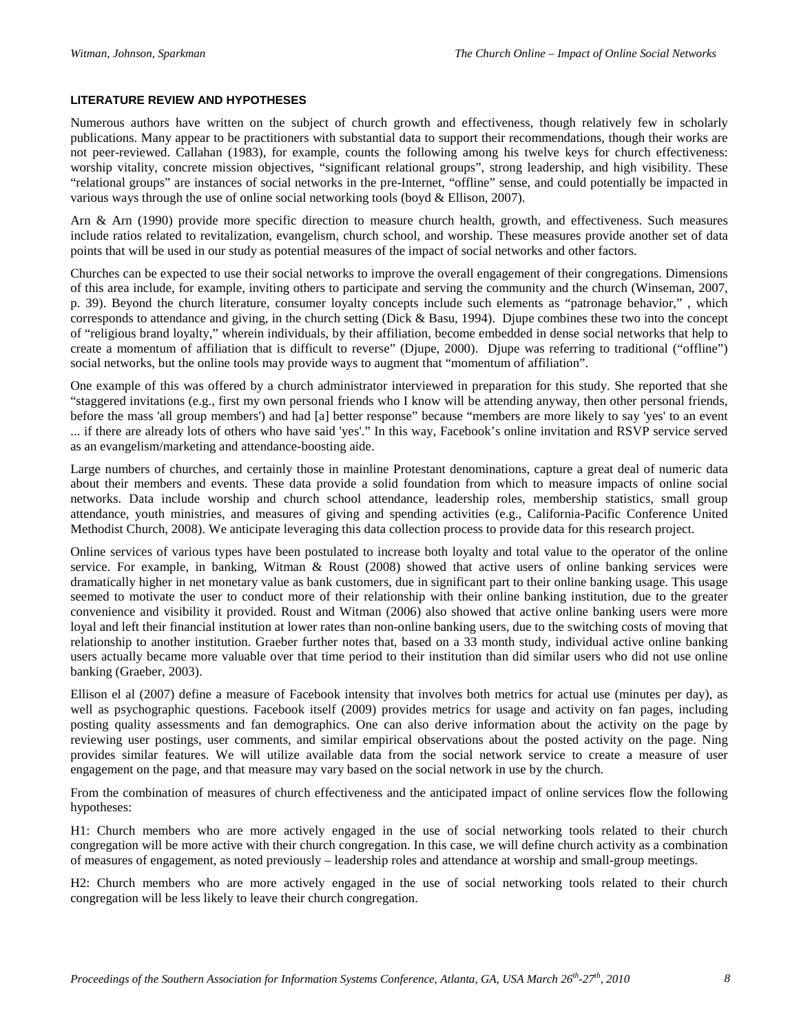## LITERATURE REVIEW AND HYPOTHESES

Numerous authors have written on the subject of church growth and effectiveness, though relatively few in scholarly publications. Many appear to be practitioners with substantial data to support their recommendations, though their works are not peer-reviewed. Callahan (1983), for example, counts the following among his twelve keys for church effectiveness: worship vitality, concrete mission objectives, "significant relational groups", strong leadership, and high visibility. These "relational groups" are instances of social networks in the pre-Internet, "offline" sense, and could potentially be impacted in various ways through the use of online social networking tools (boyd & Ellison, 2007).

Arn & Arn (1990) provide more specific direction to measure church health, growth, and effectiveness. Such measures include ratios related to revitalization, evangelism, church school, and worship. These measures provide another set of data points that will be used in our study as potential measures of the impact of social networks and other factors.

Churches can be expected to use their social networks to improve the overall engagement of their congregations. Dimensions of this area include, for example, inviting others to participate and serving the community and the church (Winseman, 2007, p. 39). Beyond the church literature, consumer loyalty concepts include such elements as "patronage behavior," , which corresponds to attendance and giving, in the church setting (Dick & Basu, 1994). Djupe combines these two into the concept of "religious brand loyalty," wherein individuals, by their affiliation, become embedded in dense social networks that help to create a momentum of affiliation that is difficult to reverse" (Djupe, 2000). Djupe was referring to traditional ("offline") social networks, but the online tools may provide ways to augment that "momentum of affiliation".

One example of this was offered by a church administrator interviewed in preparation for this study. She reported that she "staggered invitations (e.g., first my own personal friends who I know will be attending anyway, then other personal friends, before the mass 'all group members') and had [a] better response" because "members are more likely to say 'yes' to an event ... if there are already lots of others who have said 'yes'." In this way, Facebook's online invitation and RSVP service served as an evangelism/marketing and attendance-boosting aide.

Large numbers of churches, and certainly those in mainline Protestant denominations, capture a great deal of numeric data about their members and events. These data provide a solid foundation from which to measure impacts of online social networks. Data include worship and church school attendance, leadership roles, membership statistics, small group attendance, youth ministries, and measures of giving and spending activities (e.g., California-Pacific Conference United Methodist Church, 2008). We anticipate leveraging this data collection process to provide data for this research project.

Online services of various types have been postulated to increase both loyalty and total value to the operator of the online service. For example, in banking, Witman & Roust (2008) showed that active users of online banking services were dramatically higher in net monetary value as bank customers, due in significant part to their online banking usage. This usage seemed to motivate the user to conduct more of their relationship with their online banking institution, due to the greater convenience and visibility it provided. Roust and Witman (2006) also showed that active online banking users were more loyal and left their financial institution at lower rates than non-online banking users, due to the switching costs of moving that relationship to another institution. Graeber further notes that, based on a 33 month study, individual active online banking users actually became more valuable over that time period to their institution than did similar users who did not use online banking (Graeber, 2003).

Ellison el al (2007) define a measure of Facebook intensity that involves both metrics for actual use (minutes per day), as well as psychographic questions. Facebook itself (2009) provides metrics for usage and activity on fan pages, including posting quality assessments and fan demographics. One can also derive information about the activity on the page by reviewing user postings, user comments, and similar empirical observations about the posted activity on the page. Ning provides similar features. We will utilize available data from the social network service to create a measure of user engagement on the page, and that measure may vary based on the social network in use by the church.

From the combination of measures of church effectiveness and the anticipated impact of online services flow the following hypotheses:

H1: Church members who are more actively engaged in the use of social networking tools related to their church congregation will be more active with their church congregation. In this case, we will define church activity as a combination of measures of engagement, as noted previously – leadership roles and attendance at worship and small-group meetings.

H2: Church members who are more actively engaged in the use of social networking tools related to their church congregation will be less likely to leave their church congregation.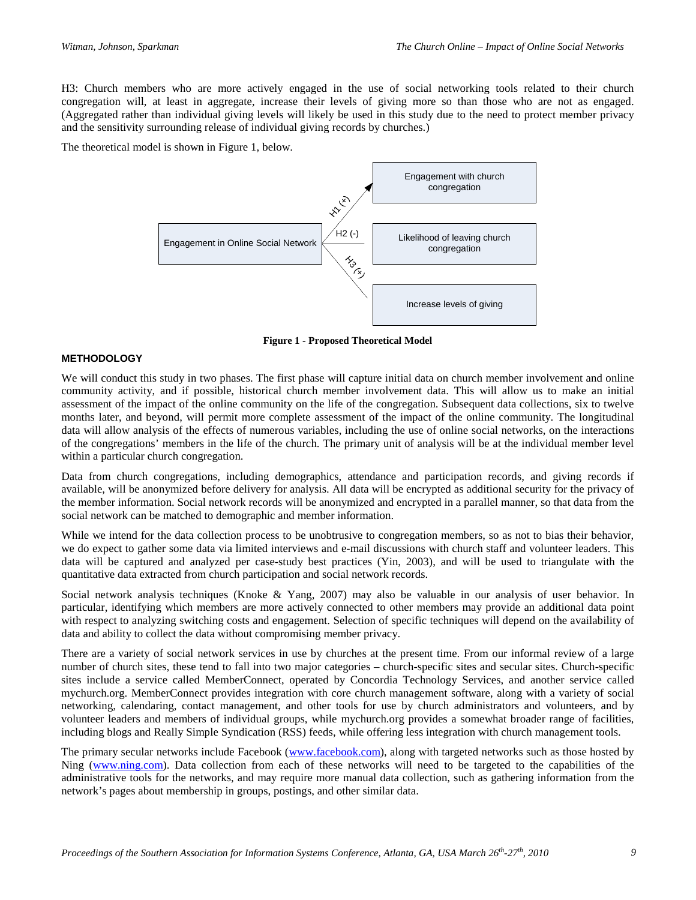H3: Church members who are more actively engaged in the use of social networking tools related to their church congregation will, at least in aggregate, increase their levels of giving more so than those who are not as engaged. (Aggregated rather than individual giving levels will likely be used in this study due to the need to protect member privacy and the sensitivity surrounding release of individual giving records by churches.)

The theoretical model is shown in Figure 1, below.

**Figure 1 - Proposed Theoretical Model**

## METHODOLOGY

We will conduct this study in two phases. The first phase will capture initial data on church member involvement and online community activity, and if possible, historical church member involvement data. This will allow us to make an initial assessment of the impact of the online community on the life of the congregation. Subsequent data collections, six to twelve months later, and beyond, will permit more complete assessment of the impact of the online community. The longitudinal data will allow analysis of the effects of numerous variables, including the use of online social networks, on the interactions of the congregations' members in the life of the church. The primary unit of analysis will be at the individual member level within a particular church congregation.

Data from church congregations, including demographics, attendance and participation records, and giving records if available, will be anonymized before delivery for analysis. All data will be encrypted as additional security for the privacy of the member information. Social network records will be anonymized and encrypted in a parallel manner, so that data from the social network can be matched to demographic and member information.

While we intend for the data collection process to be unobtrusive to congregation members, so as not to bias their behavior, we do expect to gather some data via limited interviews and e-mail discussions with church staff and volunteer leaders. This data will be captured and analyzed per case-study best practices (Yin, 2003), and will be used to triangulate with the quantitative data extracted from church participation and social network records.

Social network analysis techniques (Knoke & Yang, 2007) may also be valuable in our analysis of user behavior. In particular, identifying which members are more actively connected to other members may provide an additional data point with respect to analyzing switching costs and engagement. Selection of specific techniques will depend on the availability of data and ability to collect the data without compromising member privacy.

There are a variety of social network services in use by churches at the present time. From our informal review of a large number of church sites, these tend to fall into two major categories – church-specific sites and secular sites. Church-specific sites include a service called MemberConnect, operated by Concordia Technology Services, and another service called mychurch.org. MemberConnect provides integration with core church management software, along with a variety of social networking, calendaring, contact management, and other tools for use by church administrators and volunteers, and by volunteer leaders and members of individual groups, while mychurch.org provides a somewhat broader range of facilities, including blogs and Really Simple Syndication (RSS) feeds, while offering less integration with church management tools.

The primary secular networks include Facebook (www.facebook.com), along with targeted networks such as those hosted by Ning (www.ning.com). Data collection from each of these networks will need to be targeted to the capabilities of the administrative tools for the networks, and may require more manual data collection, such as gathering information from the network's pages about membership in groups, postings, and other similar data.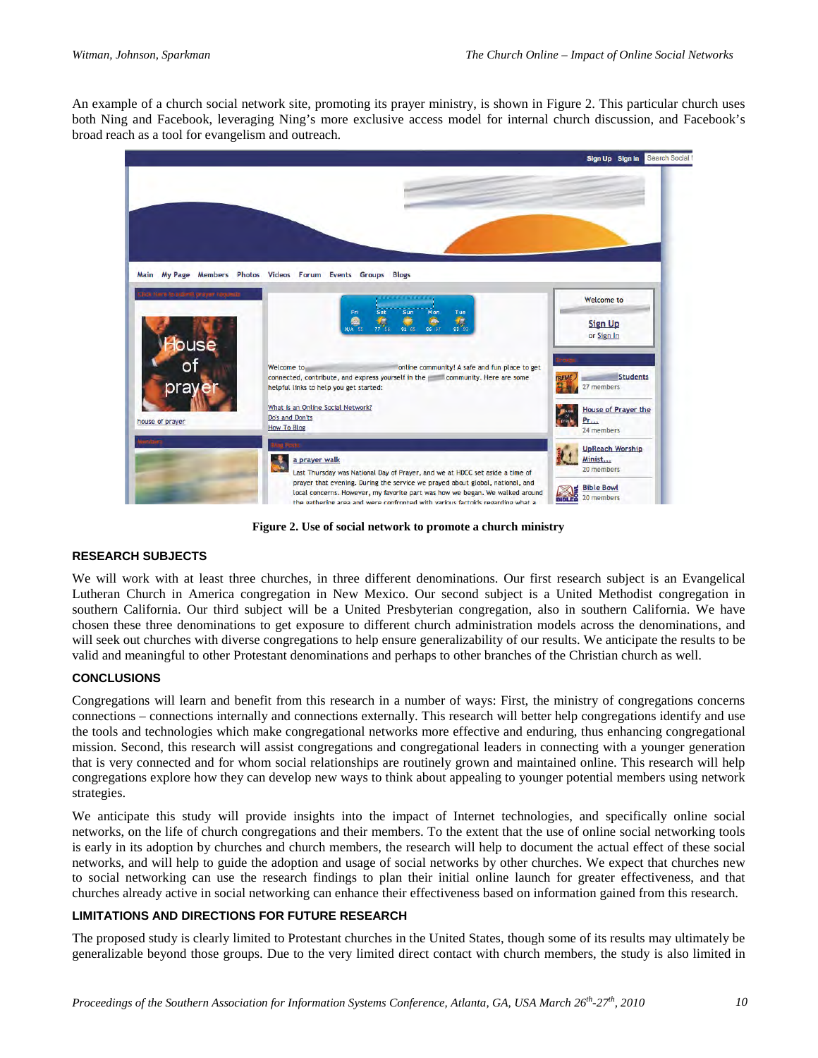An example of a church social network site, promoting its prayer ministry, is shown in Figure 2. This particular church uses both Ning and Facebook, leveraging Ning's more exclusive access model for internal church discussion, and Facebook's broad reach as a tool for evangelism and outreach.

**Figure 2. Use of social network to promote a church ministry**

## RESEARCH SUBJECTS

We will work with at least three churches, in three different denominations. Our first research subject is an Evangelical Lutheran Church in America congregation in New Mexico. Our second subject is a United Methodist congregation in southern California. Our third subject will be a United Presbyterian congregation, also in southern California. We have chosen these three denominations to get exposure to different church administration models across the denominations, and will seek out churches with diverse congregations to help ensure generalizability of our results. We anticipate the results to be valid and meaningful to other Protestant denominations and perhaps to other branches of the Christian church as well.

## CONCLUSIONS

Congregations will learn and benefit from this research in a number of ways: First, the ministry of congregations concerns connections – connections internally and connections externally. This research will better help congregations identify and use the tools and technologies which make congregational networks more effective and enduring, thus enhancing congregational mission. Second, this research will assist congregations and congregational leaders in connecting with a younger generation that is very connected and for whom social relationships are routinely grown and maintained online. This research will help congregations explore how they can develop new ways to think about appealing to younger potential members using network strategies.

We anticipate this study will provide insights into the impact of Internet technologies, and specifically online social networks, on the life of church congregations and their members. To the extent that the use of online social networking tools is early in its adoption by churches and church members, the research will help to document the actual effect of these social networks, and will help to guide the adoption and usage of social networks by other churches. We expect that churches new to social networking can use the research findings to plan their initial online launch for greater effectiveness, and that churches already active in social networking can enhance their effectiveness based on information gained from this research.

## LIMITATIONS AND DIRECTIONS FOR FUTURE RESEARCH

The proposed study is clearly limited to Protestant churches in the United States, though some of its results may ultimately be generalizable beyond those groups. Due to the very limited direct contact with church members, the study is also limited in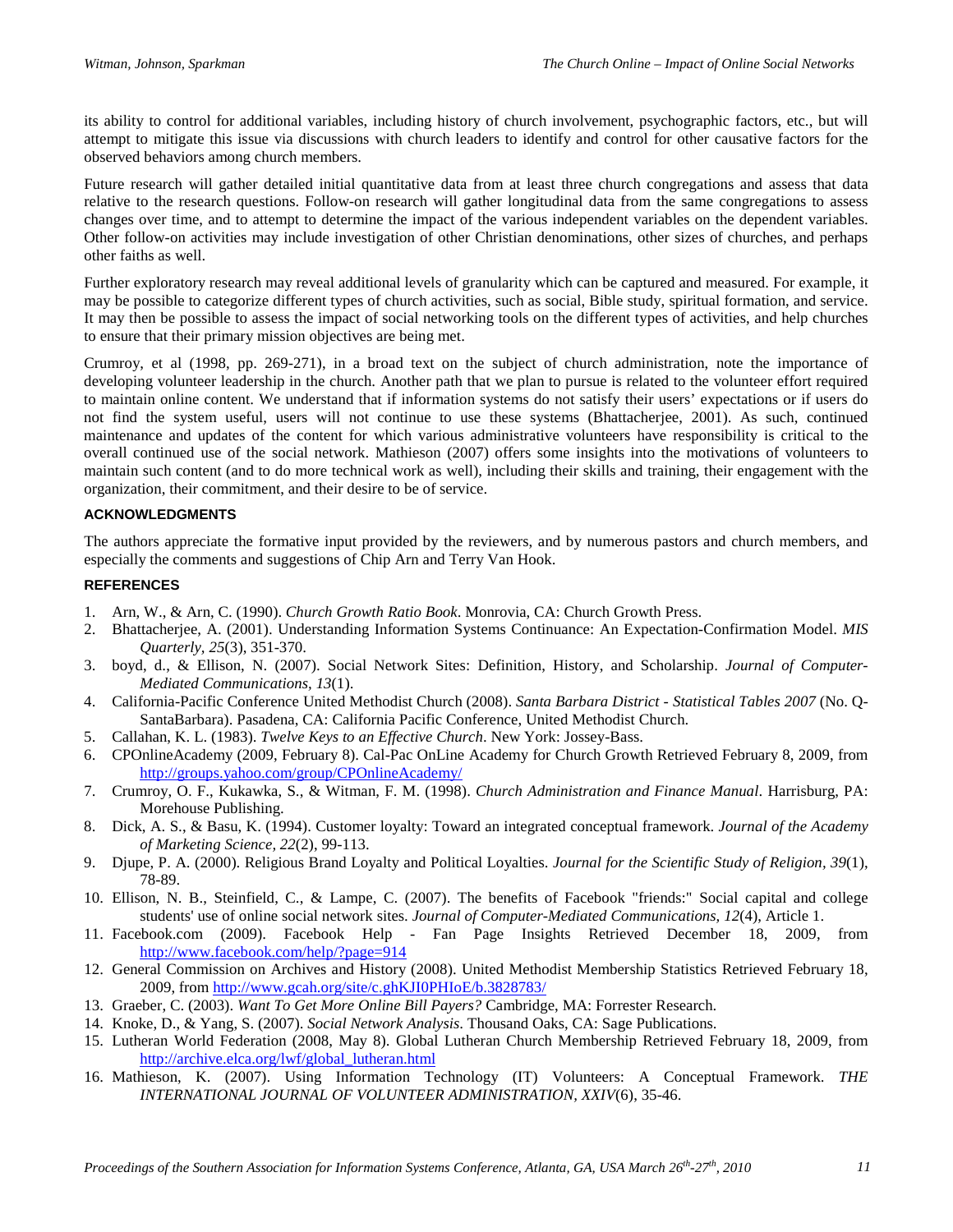its ability to control for additional variables, including history of church involvement, psychographic factors, etc., but will attempt to mitigate this issue via discussions with church leaders to identify and control for other causative factors for the observed behaviors among church members.

Future research will gather detailed initial quantitative data from at least three church congregations and assess that data relative to the research questions. Follow-on research will gather longitudinal data from the same congregations to assess changes over time, and to attempt to determine the impact of the various independent variables on the dependent variables. Other follow-on activities may include investigation of other Christian denominations, other sizes of churches, and perhaps other faiths as well.

Further exploratory research may reveal additional levels of granularity which can be captured and measured. For example, it may be possible to categorize different types of church activities, such as social, Bible study, spiritual formation, and service. It may then be possible to assess the impact of social networking tools on the different types of activities, and help churches to ensure that their primary mission objectives are being met.

Crumroy, et al (1998, pp. 269-271), in a broad text on the subject of church administration, note the importance of developing volunteer leadership in the church. Another path that we plan to pursue is related to the volunteer effort required to maintain online content. We understand that if information systems do not satisfy their users' expectations or if users do not find the system useful, users will not continue to use these systems (Bhattacherjee, 2001). As such, continued maintenance and updates of the content for which various administrative volunteers have responsibility is critical to the overall continued use of the social network. Mathieson (2007) offers some insights into the motivations of volunteers to maintain such content (and to do more technical work as well), including their skills and training, their engagement with the organization, their commitment, and their desire to be of service.

## ACKNOWLEDGMENTS

The authors appreciate the formative input provided by the reviewers, and by numerous pastors and church members, and especially the comments and suggestions of Chip Arn and Terry Van Hook.

## REFERENCES

1. Arn, W., & Arn, C. (1990). *Church Growth Ratio Book*. Monrovia, CA: Church Growth Press.
2. Bhattacherjee, A. (2001). Understanding Information Systems Continuance: An Expectation-Confirmation Model. *MIS Quarterly, 25*(3), 351-370.
3. boyd, d., & Ellison, N. (2007). Social Network Sites: Definition, History, and Scholarship. *Journal of Computer-Mediated Communications, 13*(1).
4. California-Pacific Conference United Methodist Church (2008). *Santa Barbara District - Statistical Tables 2007* (No. Q-SantaBarbara). Pasadena, CA: California Pacific Conference, United Methodist Church.
5. Callahan, K. L. (1983). *Twelve Keys to an Effective Church*. New York: Jossey-Bass.
6. CPOnlineAcademy (2009, February 8). Cal-Pac OnLine Academy for Church Growth Retrieved February 8, 2009, from http://groups.yahoo.com/group/CPOnlineAcademy/
7. Crumroy, O. F., Kukawka, S., & Witman, F. M. (1998). *Church Administration and Finance Manual*. Harrisburg, PA: Morehouse Publishing.
8. Dick, A. S., & Basu, K. (1994). Customer loyalty: Toward an integrated conceptual framework. *Journal of the Academy of Marketing Science, 22*(2), 99-113.
9. Djupe, P. A. (2000). Religious Brand Loyalty and Political Loyalties. *Journal for the Scientific Study of Religion, 39*(1), 78-89.
10. Ellison, N. B., Steinfield, C., & Lampe, C. (2007). The benefits of Facebook "friends:" Social capital and college students' use of online social network sites. *Journal of Computer-Mediated Communications, 12*(4), Article 1.
11. Facebook.com (2009). Facebook Help - Fan Page Insights Retrieved December 18, 2009, from http://www.facebook.com/help/?page=914
12. General Commission on Archives and History (2008). United Methodist Membership Statistics Retrieved February 18, 2009, from http://www.gcah.org/site/c.ghKJI0PHIoE/b.3828783/
13. Graeber, C. (2003). *Want To Get More Online Bill Payers?* Cambridge, MA: Forrester Research.
14. Knoke, D., & Yang, S. (2007). *Social Network Analysis*. Thousand Oaks, CA: Sage Publications.
15. Lutheran World Federation (2008, May 8). Global Lutheran Church Membership Retrieved February 18, 2009, from http://archive.elca.org/lwf/global_lutheran.html
16. Mathieson, K. (2007). Using Information Technology (IT) Volunteers: A Conceptual Framework. *THE INTERNATIONAL JOURNAL OF VOLUNTEER ADMINISTRATION, XXIV*(6), 35-46.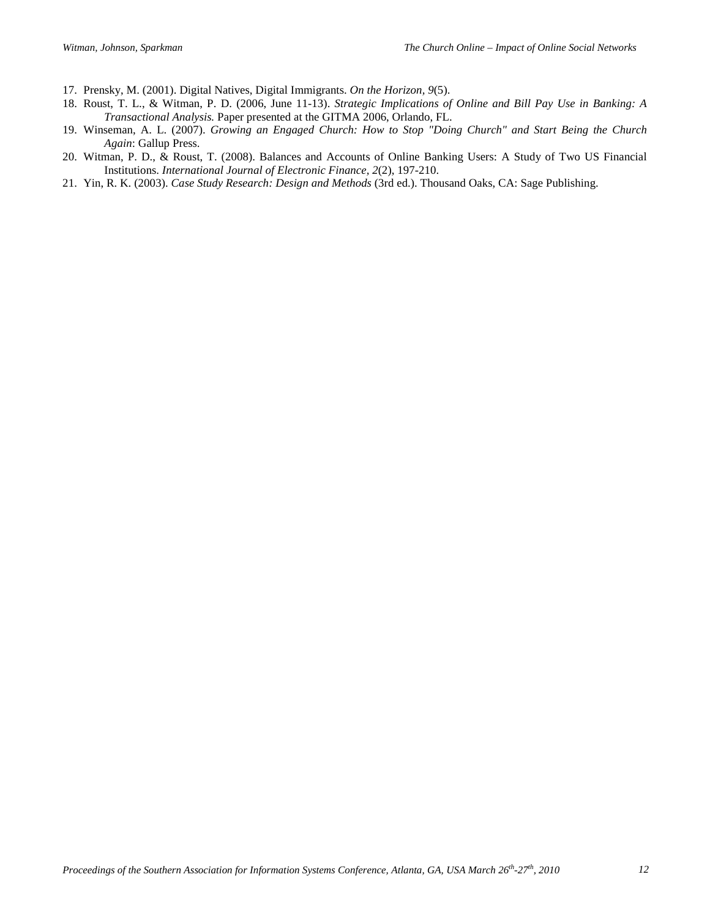17. Prensky, M. (2001). Digital Natives, Digital Immigrants. *On the Horizon, 9*(5).
18. Roust, T. L., & Witman, P. D. (2006, June 11-13). *Strategic Implications of Online and Bill Pay Use in Banking: A Transactional Analysis.* Paper presented at the GITMA 2006, Orlando, FL.
19. Winseman, A. L. (2007). *Growing an Engaged Church: How to Stop "Doing Church" and Start Being the Church Again*: Gallup Press.
20. Witman, P. D., & Roust, T. (2008). Balances and Accounts of Online Banking Users: A Study of Two US Financial Institutions. *International Journal of Electronic Finance, 2*(2), 197-210.
21. Yin, R. K. (2003). *Case Study Research: Design and Methods* (3rd ed.). Thousand Oaks, CA: Sage Publishing.